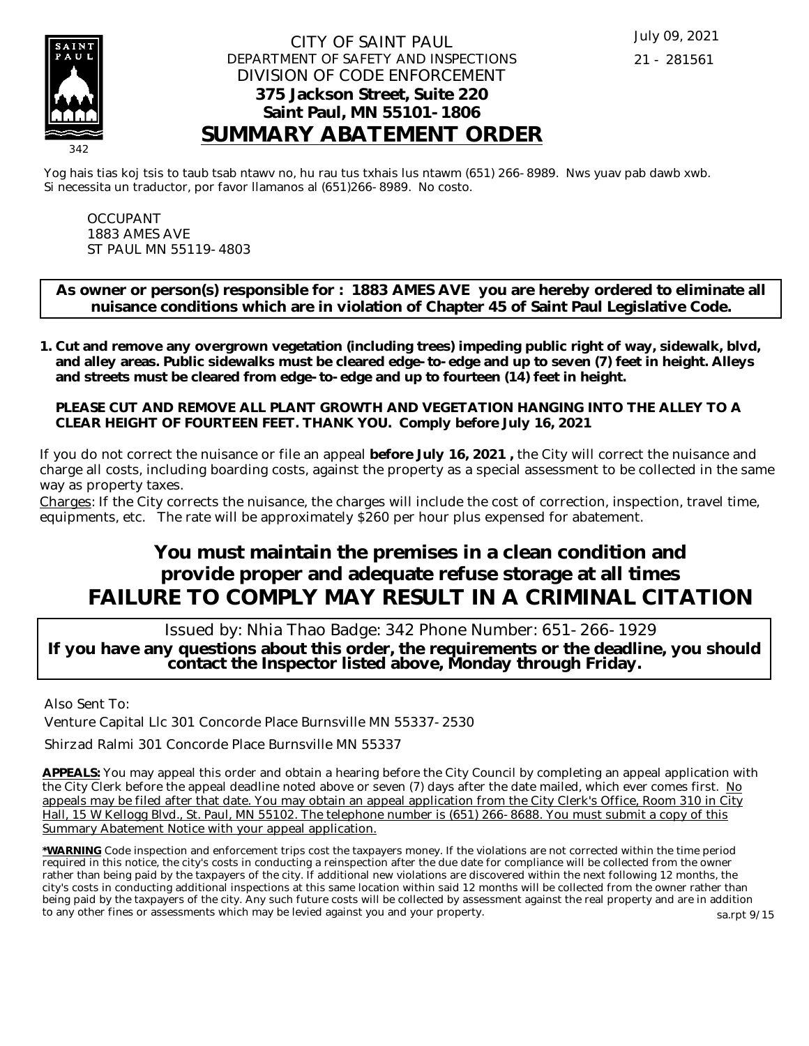July 09, 2021

21 - 281561

CITY OF SAINT PAUL
DEPARTMENT OF SAFETY AND INSPECTIONS
DIVISION OF CODE ENFORCEMENT
**375 Jackson Street, Suite 220**
**Saint Paul, MN 55101-1806**

# SUMMARY ABATEMENT ORDER

342

Yog hais tias koj tsis to taub tsab ntawv no, hu rau tus txhais lus ntawm (651) 266-8989. Nws yuav pab dawb xwb.
Si necessita un traductor, por favor llamanos al (651)266-8989. No costo.

OCCUPANT
1883 AMES AVE
ST PAUL MN 55119-4803

**As owner or person(s) responsible for : 1883 AMES AVE you are hereby ordered to eliminate all nuisance conditions which are in violation of Chapter 45 of Saint Paul Legislative Code.**

1. **Cut and remove any overgrown vegetation (including trees) impeding public right of way, sidewalk, blvd, and alley areas. Public sidewalks must be cleared edge-to-edge and up to seven (7) feet in height. Alleys and streets must be cleared from edge-to-edge and up to fourteen (14) feet in height.**

   **PLEASE CUT AND REMOVE ALL PLANT GROWTH AND VEGETATION HANGING INTO THE ALLEY TO A CLEAR HEIGHT OF FOURTEEN FEET. THANK YOU. Comply before July 16, 2021**

If you do not correct the nuisance or file an appeal **before July 16, 2021 ,** the City will correct the nuisance and charge all costs, including boarding costs, against the property as a special assessment to be collected in the same way as property taxes.

Charges: If the City corrects the nuisance, the charges will include the cost of correction, inspection, travel time, equipments, etc. The rate will be approximately $260 per hour plus expensed for abatement.

## You must maintain the premises in a clean condition and provide proper and adequate refuse storage at all times

## FAILURE TO COMPLY MAY RESULT IN A CRIMINAL CITATION

Issued by: Nhia Thao Badge: 342 Phone Number: 651-266-1929

**If you have any questions about this order, the requirements or the deadline, you should contact the Inspector listed above, Monday through Friday.**

Also Sent To:

Venture Capital Llc 301 Concorde Place Burnsville MN 55337-2530

Shirzad Ralmi 301 Concorde Place Burnsville MN 55337

**APPEALS:** You may appeal this order and obtain a hearing before the City Council by completing an appeal application with the City Clerk before the appeal deadline noted above or seven (7) days after the date mailed, which ever comes first. No appeals may be filed after that date. You may obtain an appeal application from the City Clerk's Office, Room 310 in City Hall, 15 W Kellogg Blvd., St. Paul, MN 55102. The telephone number is (651) 266-8688. You must submit a copy of this Summary Abatement Notice with your appeal application.

***WARNING** Code inspection and enforcement trips cost the taxpayers money. If the violations are not corrected within the time period required in this notice, the city's costs in conducting a reinspection after the due date for compliance will be collected from the owner rather than being paid by the taxpayers of the city. If additional new violations are discovered within the next following 12 months, the city's costs in conducting additional inspections at this same location within said 12 months will be collected from the owner rather than being paid by the taxpayers of the city. Any such future costs will be collected by assessment against the real property and are in addition to any other fines or assessments which may be levied against you and your property.

sa.rpt 9/15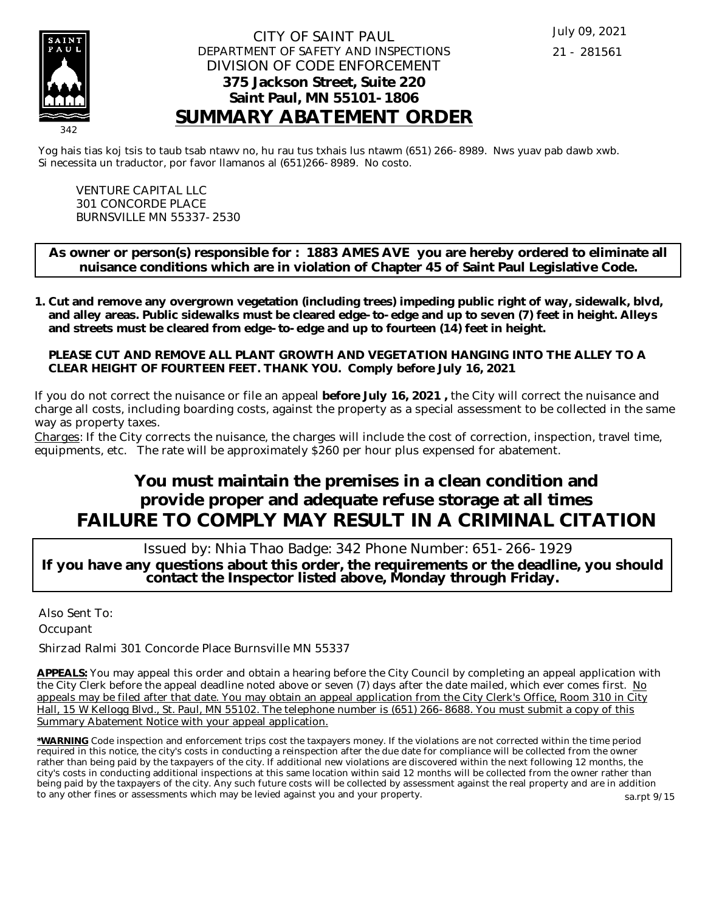July 09, 2021

21 - 281561

342

CITY OF SAINT PAUL
DEPARTMENT OF SAFETY AND INSPECTIONS
DIVISION OF CODE ENFORCEMENT
**375 Jackson Street, Suite 220**
**Saint Paul, MN 55101-1806**

# SUMMARY ABATEMENT ORDER

Yog hais tias koj tsis to taub tsab ntawv no, hu rau tus txhais lus ntawm (651) 266-8989. Nws yuav pab dawb xwb.
Si necessita un traductor, por favor llamanos al (651)266-8989. No costo.

VENTURE CAPITAL LLC
301 CONCORDE PLACE
BURNSVILLE MN 55337-2530

**As owner or person(s) responsible for : 1883 AMES AVE you are hereby ordered to eliminate all nuisance conditions which are in violation of Chapter 45 of Saint Paul Legislative Code.**

1. **Cut and remove any overgrown vegetation (including trees) impeding public right of way, sidewalk, blvd, and alley areas. Public sidewalks must be cleared edge-to-edge and up to seven (7) feet in height. Alleys and streets must be cleared from edge-to-edge and up to fourteen (14) feet in height.**

   **PLEASE CUT AND REMOVE ALL PLANT GROWTH AND VEGETATION HANGING INTO THE ALLEY TO A CLEAR HEIGHT OF FOURTEEN FEET. THANK YOU. Comply before July 16, 2021**

If you do not correct the nuisance or file an appeal **before July 16, 2021 ,** the City will correct the nuisance and charge all costs, including boarding costs, against the property as a special assessment to be collected in the same way as property taxes.

Charges: If the City corrects the nuisance, the charges will include the cost of correction, inspection, travel time, equipments, etc. The rate will be approximately $260 per hour plus expensed for abatement.

## You must maintain the premises in a clean condition and provide proper and adequate refuse storage at all times

## FAILURE TO COMPLY MAY RESULT IN A CRIMINAL CITATION

Issued by: Nhia Thao Badge: 342 Phone Number: 651-266-1929

**If you have any questions about this order, the requirements or the deadline, you should contact the Inspector listed above, Monday through Friday.**

Also Sent To:

Occupant

Shirzad Ralmi 301 Concorde Place Burnsville MN 55337

**APPEALS:** You may appeal this order and obtain a hearing before the City Council by completing an appeal application with the City Clerk before the appeal deadline noted above or seven (7) days after the date mailed, which ever comes first. No appeals may be filed after that date. You may obtain an appeal application from the City Clerk's Office, Room 310 in City Hall, 15 W Kellogg Blvd., St. Paul, MN 55102. The telephone number is (651) 266-8688. You must submit a copy of this Summary Abatement Notice with your appeal application.

**\*WARNING** Code inspection and enforcement trips cost the taxpayers money. If the violations are not corrected within the time period required in this notice, the city's costs in conducting a reinspection after the due date for compliance will be collected from the owner rather than being paid by the taxpayers of the city. If additional new violations are discovered within the next following 12 months, the city's costs in conducting additional inspections at this same location within said 12 months will be collected from the owner rather than being paid by the taxpayers of the city. Any such future costs will be collected by assessment against the real property and are in addition to any other fines or assessments which may be levied against you and your property.

sa.rpt 9/15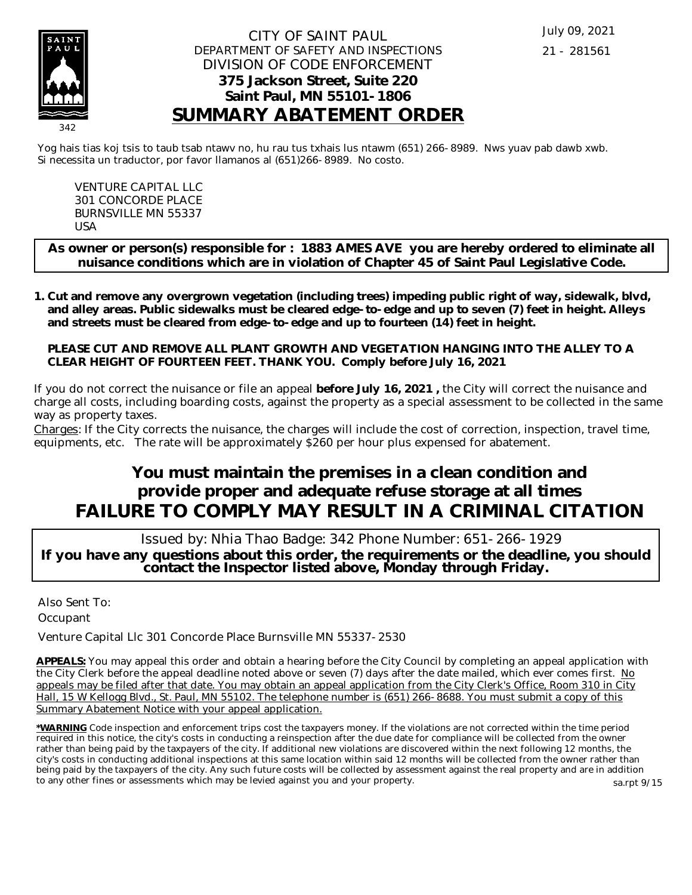July 09, 2021

21 - 281561

342

CITY OF SAINT PAUL
DEPARTMENT OF SAFETY AND INSPECTIONS
DIVISION OF CODE ENFORCEMENT
**375 Jackson Street, Suite 220**
**Saint Paul, MN 55101-1806**

# SUMMARY ABATEMENT ORDER

Yog hais tias koj tsis to taub tsab ntawv no, hu rau tus txhais lus ntawm (651) 266-8989. Nws yuav pab dawb xwb.
Si necessita un traductor, por favor llamanos al (651)266-8989. No costo.

VENTURE CAPITAL LLC
301 CONCORDE PLACE
BURNSVILLE MN 55337
USA

**As owner or person(s) responsible for : 1883 AMES AVE you are hereby ordered to eliminate all nuisance conditions which are in violation of Chapter 45 of Saint Paul Legislative Code.**

1. **Cut and remove any overgrown vegetation (including trees) impeding public right of way, sidewalk, blvd, and alley areas. Public sidewalks must be cleared edge-to-edge and up to seven (7) feet in height. Alleys and streets must be cleared from edge-to-edge and up to fourteen (14) feet in height.**

   **PLEASE CUT AND REMOVE ALL PLANT GROWTH AND VEGETATION HANGING INTO THE ALLEY TO A CLEAR HEIGHT OF FOURTEEN FEET. THANK YOU. Comply before July 16, 2021**

If you do not correct the nuisance or file an appeal **before July 16, 2021 ,** the City will correct the nuisance and charge all costs, including boarding costs, against the property as a special assessment to be collected in the same way as property taxes.

Charges: If the City corrects the nuisance, the charges will include the cost of correction, inspection, travel time, equipments, etc. The rate will be approximately $260 per hour plus expensed for abatement.

## You must maintain the premises in a clean condition and provide proper and adequate refuse storage at all times

## FAILURE TO COMPLY MAY RESULT IN A CRIMINAL CITATION

Issued by: Nhia Thao Badge: 342 Phone Number: 651-266-1929

**If you have any questions about this order, the requirements or the deadline, you should contact the Inspector listed above, Monday through Friday.**

Also Sent To:

Occupant

Venture Capital Llc 301 Concorde Place Burnsville MN 55337-2530

**APPEALS:** You may appeal this order and obtain a hearing before the City Council by completing an appeal application with the City Clerk before the appeal deadline noted above or seven (7) days after the date mailed, which ever comes first. No appeals may be filed after that date. You may obtain an appeal application from the City Clerk's Office, Room 310 in City Hall, 15 W Kellogg Blvd., St. Paul, MN 55102. The telephone number is (651) 266-8688. You must submit a copy of this Summary Abatement Notice with your appeal application.

**\*WARNING** Code inspection and enforcement trips cost the taxpayers money. If the violations are not corrected within the time period required in this notice, the city's costs in conducting a reinspection after the due date for compliance will be collected from the owner rather than being paid by the taxpayers of the city. If additional new violations are discovered within the next following 12 months, the city's costs in conducting additional inspections at this same location within said 12 months will be collected from the owner rather than being paid by the taxpayers of the city. Any such future costs will be collected by assessment against the real property and are in addition to any other fines or assessments which may be levied against you and your property.

sa.rpt 9/15